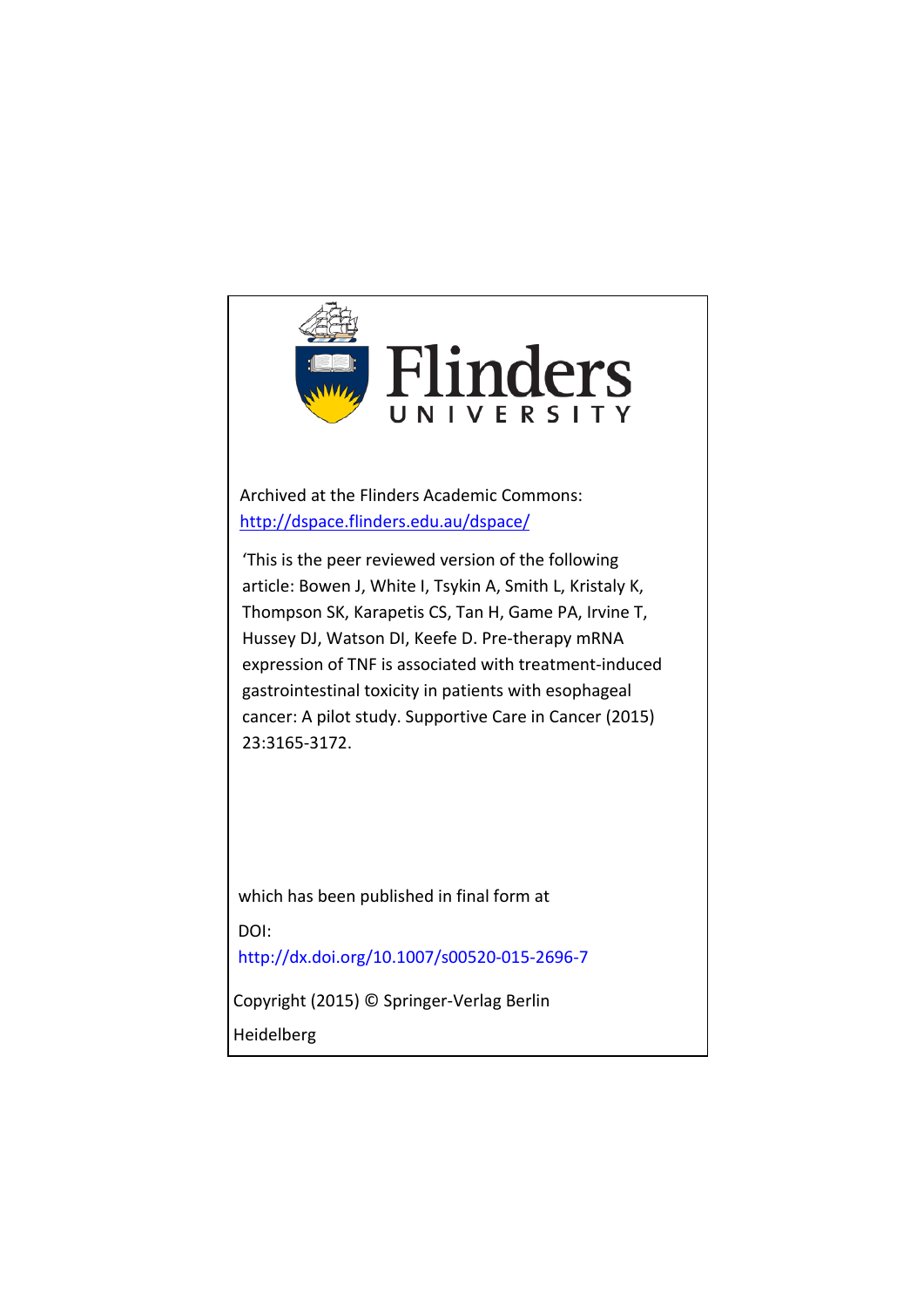Flinders
UNIVERSITY

Archived at the Flinders Academic Commons:
[http://dspace.flinders.edu.au/dspace/](http://dspace.flinders.edu.au/dspace/)

'This is the peer reviewed version of the following article: Bowen J, White I, Tsykin A, Smith L, Kristaly K, Thompson SK, Karapetis CS, Tan H, Game PA, Irvine T, Hussey DJ, Watson DI, Keefe D. Pre-therapy mRNA expression of TNF is associated with treatment-induced gastrointestinal toxicity in patients with esophageal cancer: A pilot study. Supportive Care in Cancer (2015) 23:3165-3172.

which has been published in final form at

DOI:
[http://dx.doi.org/10.1007/s00520-015-2696-7](http://dx.doi.org/10.1007/s00520-015-2696-7)

Copyright (2015) © Springer-Verlag Berlin Heidelberg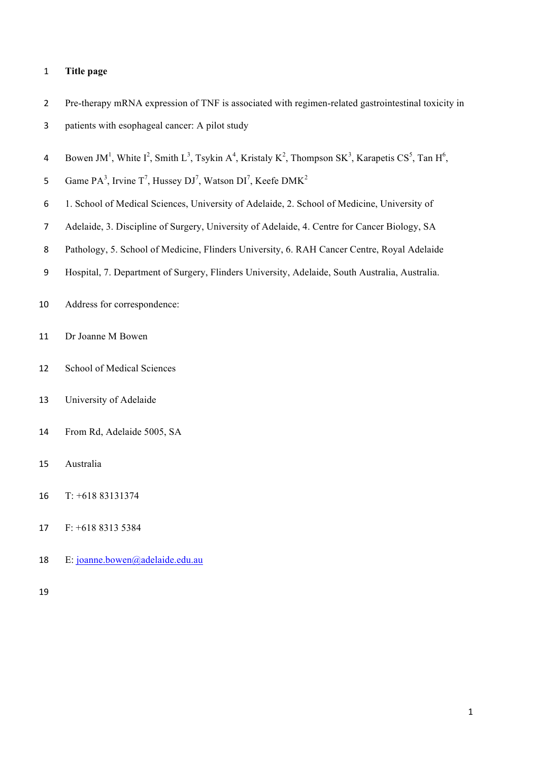**Title page**

Pre-therapy mRNA expression of TNF is associated with regimen-related gastrointestinal toxicity in patients with esophageal cancer: A pilot study

Bowen JM[1], White I[2], Smith L[3], Tsykin A[4], Kristaly K[2], Thompson SK[3], Karapetis CS[5], Tan H[6], Game PA[3], Irvine T[7], Hussey DJ[7], Watson DI[7], Keefe DMK[2]

1. School of Medical Sciences, University of Adelaide, 2. School of Medicine, University of Adelaide, 3. Discipline of Surgery, University of Adelaide, 4. Centre for Cancer Biology, SA Pathology, 5. School of Medicine, Flinders University, 6. RAH Cancer Centre, Royal Adelaide Hospital, 7. Department of Surgery, Flinders University, Adelaide, South Australia, Australia.

Address for correspondence:

Dr Joanne M Bowen

School of Medical Sciences

University of Adelaide

Frome Rd, Adelaide 5005, SA

Australia

T: +618 83131374

F: +618 8313 5384

E: joanne.bowen@adelaide.edu.au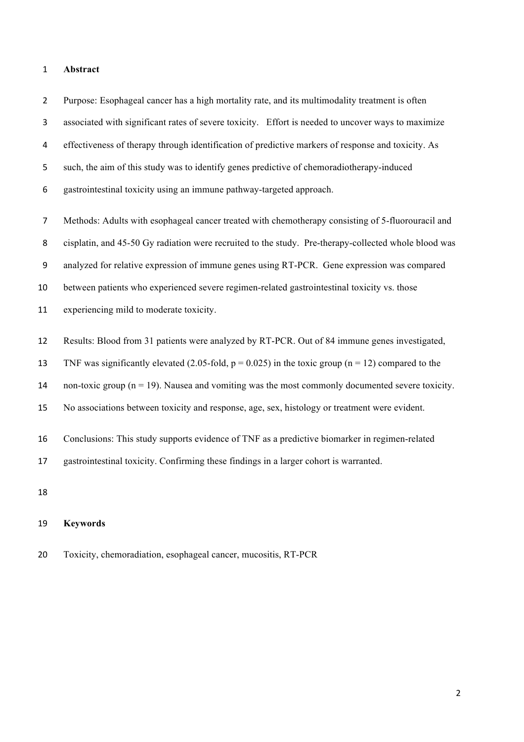## Abstract

Purpose: Esophageal cancer has a high mortality rate, and its multimodality treatment is often associated with significant rates of severe toxicity. Effort is needed to uncover ways to maximize effectiveness of therapy through identification of predictive markers of response and toxicity. As such, the aim of this study was to identify genes predictive of chemoradiotherapy-induced gastrointestinal toxicity using an immune pathway-targeted approach.

Methods: Adults with esophageal cancer treated with chemotherapy consisting of 5-fluorouracil and cisplatin, and 45-50 Gy radiation were recruited to the study. Pre-therapy-collected whole blood was analyzed for relative expression of immune genes using RT-PCR. Gene expression was compared between patients who experienced severe regimen-related gastrointestinal toxicity vs. those experiencing mild to moderate toxicity.

Results: Blood from 31 patients were analyzed by RT-PCR. Out of 84 immune genes investigated, TNF was significantly elevated (2.05-fold, $p = 0.025$) in the toxic group ($n = 12$) compared to the non-toxic group ($n = 19$). Nausea and vomiting was the most commonly documented severe toxicity. No associations between toxicity and response, age, sex, histology or treatment were evident.

Conclusions: This study supports evidence of TNF as a predictive biomarker in regimen-related gastrointestinal toxicity. Confirming these findings in a larger cohort is warranted.

## Keywords

Toxicity, chemoradiation, esophageal cancer, mucositis, RT-PCR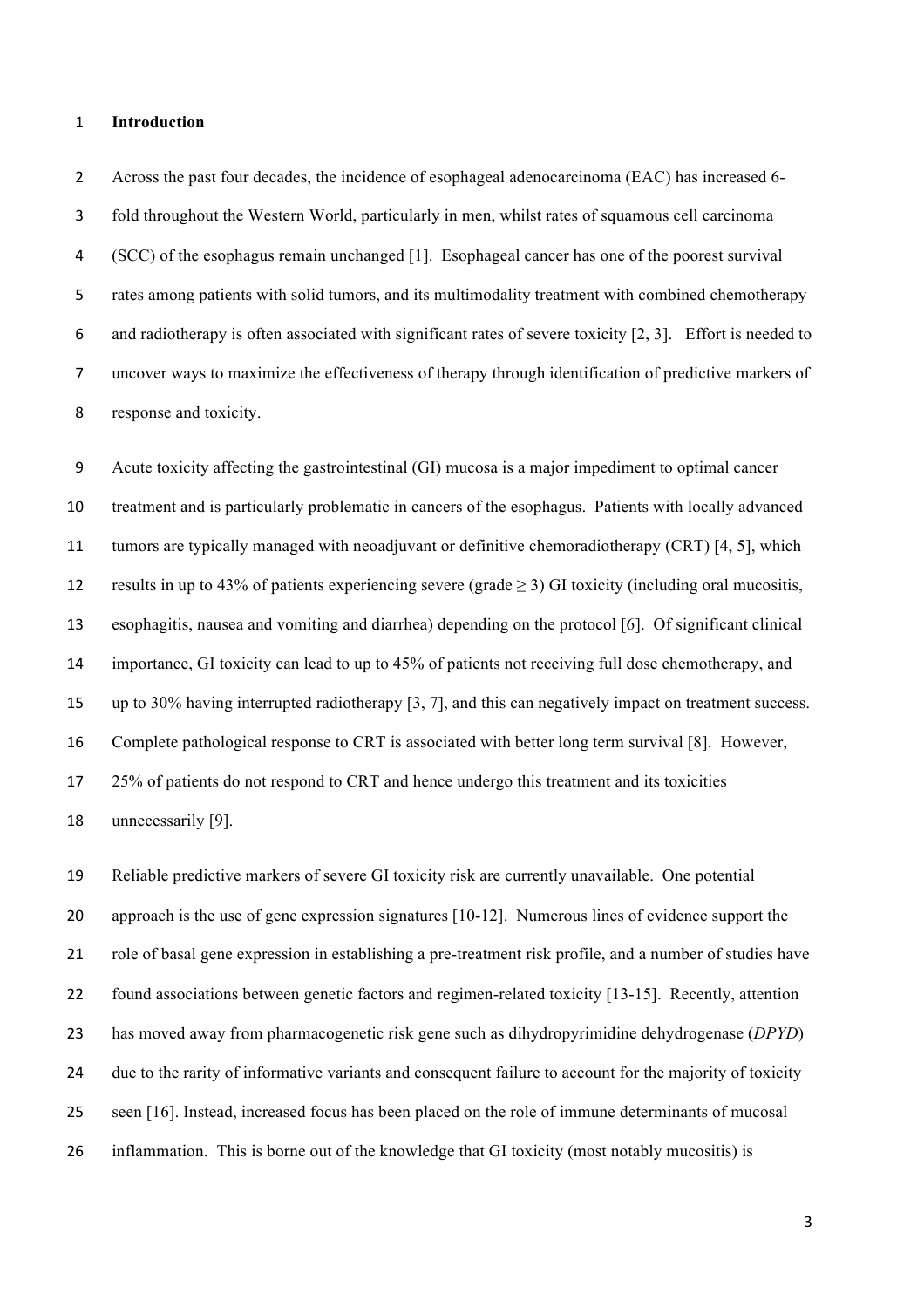## Introduction

Across the past four decades, the incidence of esophageal adenocarcinoma (EAC) has increased 6-fold throughout the Western World, particularly in men, whilst rates of squamous cell carcinoma (SCC) of the esophagus remain unchanged [1]. Esophageal cancer has one of the poorest survival rates among patients with solid tumors, and its multimodality treatment with combined chemotherapy and radiotherapy is often associated with significant rates of severe toxicity [2, 3]. Effort is needed to uncover ways to maximize the effectiveness of therapy through identification of predictive markers of response and toxicity.

Acute toxicity affecting the gastrointestinal (GI) mucosa is a major impediment to optimal cancer treatment and is particularly problematic in cancers of the esophagus. Patients with locally advanced tumors are typically managed with neoadjuvant or definitive chemoradiotherapy (CRT) [4, 5], which results in up to 43% of patients experiencing severe (grade $\geq 3$) GI toxicity (including oral mucositis, esophagitis, nausea and vomiting and diarrhea) depending on the protocol [6]. Of significant clinical importance, GI toxicity can lead to up to 45% of patients not receiving full dose chemotherapy, and up to 30% having interrupted radiotherapy [3, 7], and this can negatively impact on treatment success. Complete pathological response to CRT is associated with better long term survival [8]. However, 25% of patients do not respond to CRT and hence undergo this treatment and its toxicities unnecessarily [9].

Reliable predictive markers of severe GI toxicity risk are currently unavailable. One potential approach is the use of gene expression signatures [10-12]. Numerous lines of evidence support the role of basal gene expression in establishing a pre-treatment risk profile, and a number of studies have found associations between genetic factors and regimen-related toxicity [13-15]. Recently, attention has moved away from pharmacogenetic risk gene such as dihydropyrimidine dehydrogenase (*DPYD*) due to the rarity of informative variants and consequent failure to account for the majority of toxicity seen [16]. Instead, increased focus has been placed on the role of immune determinants of mucosal inflammation. This is borne out of the knowledge that GI toxicity (most notably mucositis) is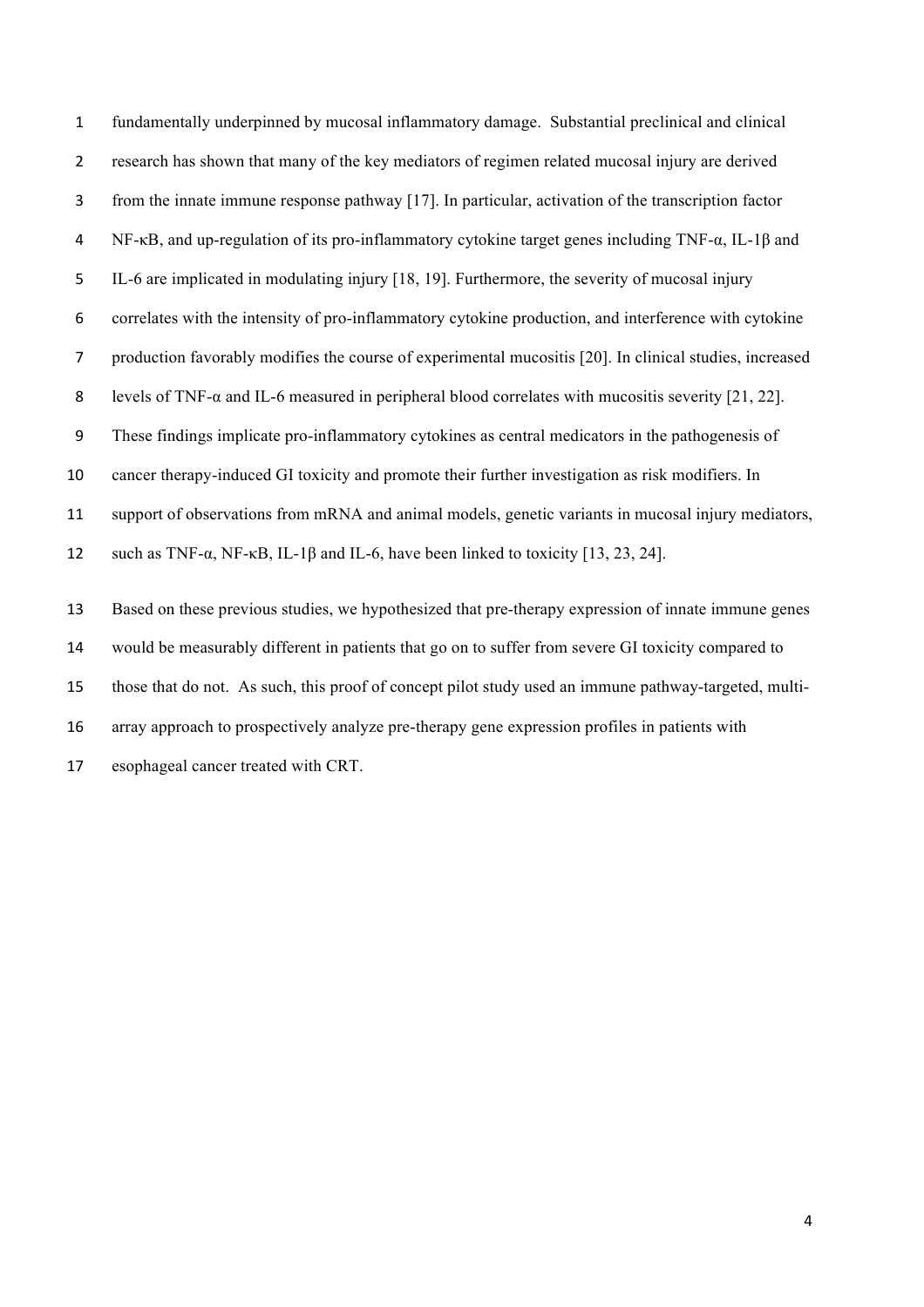fundamentally underpinned by mucosal inflammatory damage. Substantial preclinical and clinical research has shown that many of the key mediators of regimen related mucosal injury are derived from the innate immune response pathway [17]. In particular, activation of the transcription factor NF-κB, and up-regulation of its pro-inflammatory cytokine target genes including TNF-α, IL-1β and IL-6 are implicated in modulating injury [18, 19]. Furthermore, the severity of mucosal injury correlates with the intensity of pro-inflammatory cytokine production, and interference with cytokine production favorably modifies the course of experimental mucositis [20]. In clinical studies, increased levels of TNF-α and IL-6 measured in peripheral blood correlates with mucositis severity [21, 22]. These findings implicate pro-inflammatory cytokines as central medicators in the pathogenesis of cancer therapy-induced GI toxicity and promote their further investigation as risk modifiers. In support of observations from mRNA and animal models, genetic variants in mucosal injury mediators, such as TNF-α, NF-κB, IL-1β and IL-6, have been linked to toxicity [13, 23, 24].

Based on these previous studies, we hypothesized that pre-therapy expression of innate immune genes would be measurably different in patients that go on to suffer from severe GI toxicity compared to those that do not. As such, this proof of concept pilot study used an immune pathway-targeted, multi-array approach to prospectively analyze pre-therapy gene expression profiles in patients with esophageal cancer treated with CRT.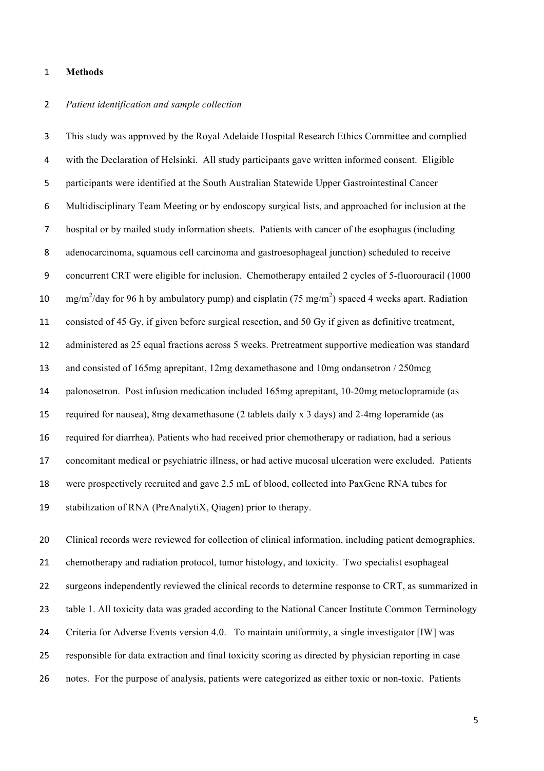# Methods

*Patient identification and sample collection*

This study was approved by the Royal Adelaide Hospital Research Ethics Committee and complied with the Declaration of Helsinki. All study participants gave written informed consent. Eligible participants were identified at the South Australian Statewide Upper Gastrointestinal Cancer Multidisciplinary Team Meeting or by endoscopy surgical lists, and approached for inclusion at the hospital or by mailed study information sheets. Patients with cancer of the esophagus (including adenocarcinoma, squamous cell carcinoma and gastroesophageal junction) scheduled to receive concurrent CRT were eligible for inclusion. Chemotherapy entailed 2 cycles of 5-fluorouracil (1000 $mg/m^2$/day for 96 h by ambulatory pump) and cisplatin (75 $mg/m^2$) spaced 4 weeks apart. Radiation consisted of 45 Gy, if given before surgical resection, and 50 Gy if given as definitive treatment, administered as 25 equal fractions across 5 weeks. Pretreatment supportive medication was standard and consisted of 165mg aprepitant, 12mg dexamethasone and 10mg ondansetron / 250mcg palonosetron. Post infusion medication included 165mg aprepitant, 10-20mg metoclopramide (as required for nausea), 8mg dexamethasone (2 tablets daily x 3 days) and 2-4mg loperamide (as required for diarrhea). Patients who had received prior chemotherapy or radiation, had a serious concomitant medical or psychiatric illness, or had active mucosal ulceration were excluded. Patients were prospectively recruited and gave 2.5 mL of blood, collected into PaxGene RNA tubes for stabilization of RNA (PreAnalytiX, Qiagen) prior to therapy.

Clinical records were reviewed for collection of clinical information, including patient demographics, chemotherapy and radiation protocol, tumor histology, and toxicity. Two specialist esophageal surgeons independently reviewed the clinical records to determine response to CRT, as summarized in table 1. All toxicity data was graded according to the National Cancer Institute Common Terminology Criteria for Adverse Events version 4.0. To maintain uniformity, a single investigator [IW] was responsible for data extraction and final toxicity scoring as directed by physician reporting in case notes. For the purpose of analysis, patients were categorized as either toxic or non-toxic. Patients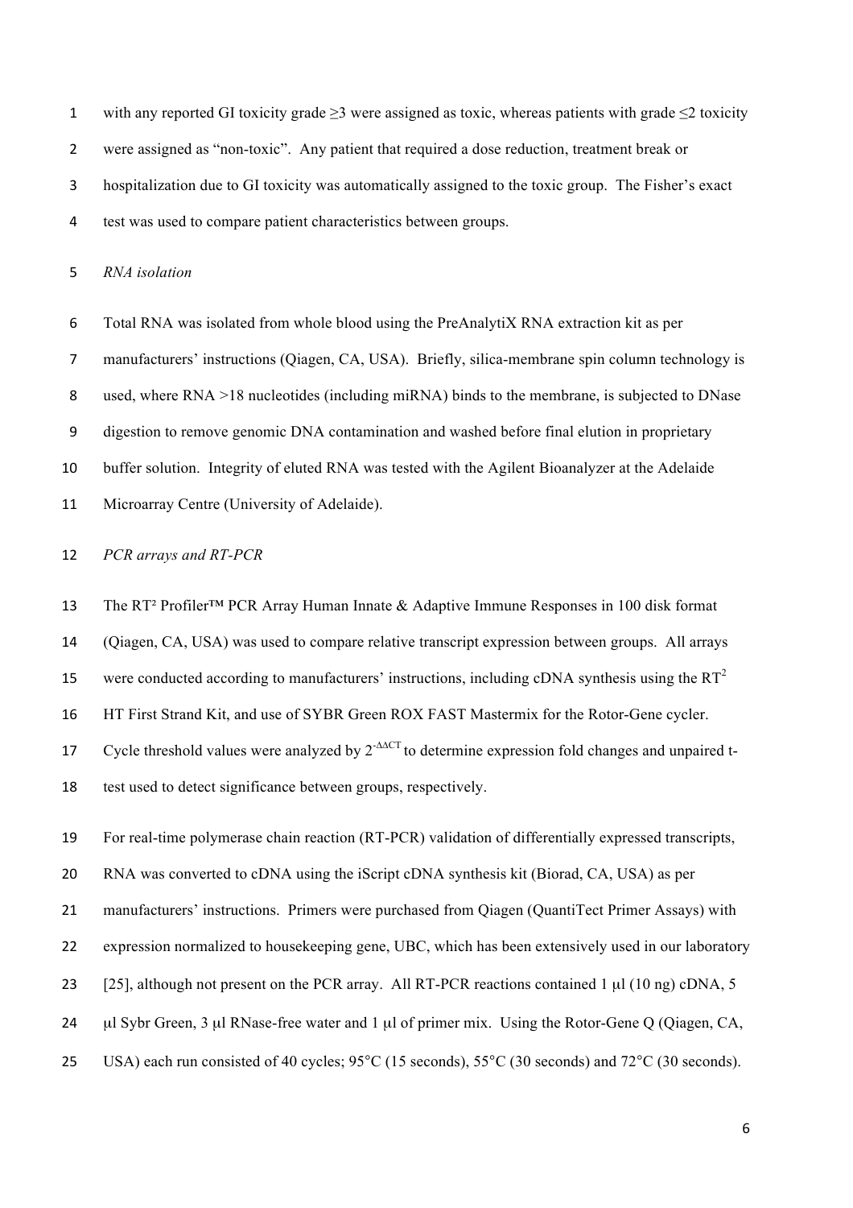with any reported GI toxicity grade ≥3 were assigned as toxic, whereas patients with grade ≤2 toxicity were assigned as "non-toxic". Any patient that required a dose reduction, treatment break or hospitalization due to GI toxicity was automatically assigned to the toxic group. The Fisher's exact test was used to compare patient characteristics between groups.

*RNA isolation*

Total RNA was isolated from whole blood using the PreAnalytiX RNA extraction kit as per manufacturers' instructions (Qiagen, CA, USA). Briefly, silica-membrane spin column technology is used, where RNA >18 nucleotides (including miRNA) binds to the membrane, is subjected to DNase digestion to remove genomic DNA contamination and washed before final elution in proprietary buffer solution. Integrity of eluted RNA was tested with the Agilent Bioanalyzer at the Adelaide Microarray Centre (University of Adelaide).

*PCR arrays and RT-PCR*

The RT² Profiler™ PCR Array Human Innate & Adaptive Immune Responses in 100 disk format (Qiagen, CA, USA) was used to compare relative transcript expression between groups. All arrays were conducted according to manufacturers' instructions, including cDNA synthesis using the $RT^2$ HT First Strand Kit, and use of SYBR Green ROX FAST Mastermix for the Rotor-Gene cycler. Cycle threshold values were analyzed by $2^{-\Delta\Delta CT}$ to determine expression fold changes and unpaired t-test used to detect significance between groups, respectively.

For real-time polymerase chain reaction (RT-PCR) validation of differentially expressed transcripts, RNA was converted to cDNA using the iScript cDNA synthesis kit (Biorad, CA, USA) as per manufacturers' instructions. Primers were purchased from Qiagen (QuantiTect Primer Assays) with expression normalized to housekeeping gene, UBC, which has been extensively used in our laboratory [25], although not present on the PCR array. All RT-PCR reactions contained 1 μl (10 ng) cDNA, 5 μl Sybr Green, 3 μl RNase-free water and 1 μl of primer mix. Using the Rotor-Gene Q (Qiagen, CA, USA) each run consisted of 40 cycles; 95°C (15 seconds), 55°C (30 seconds) and 72°C (30 seconds).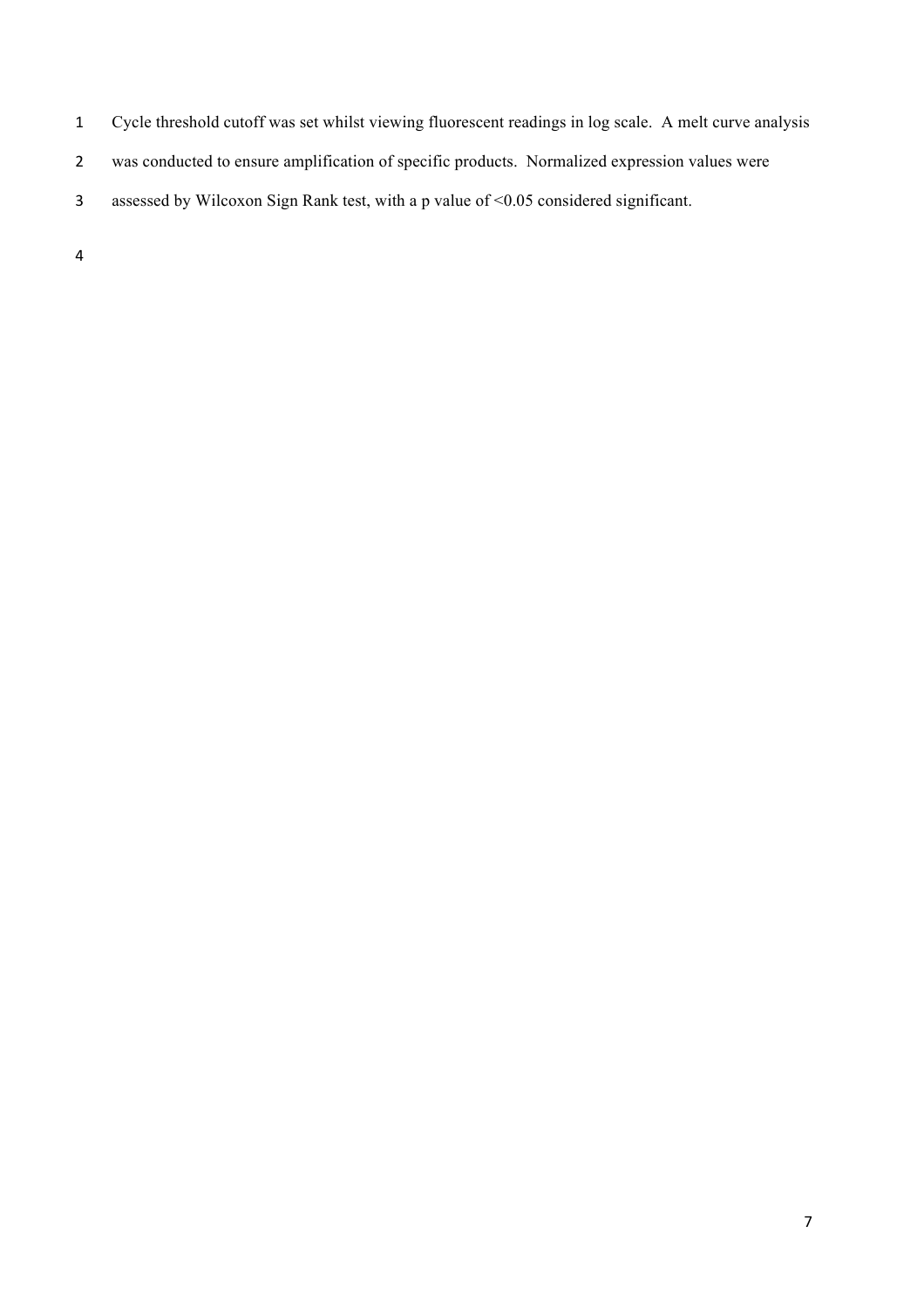Cycle threshold cutoff was set whilst viewing fluorescent readings in log scale. A melt curve analysis was conducted to ensure amplification of specific products. Normalized expression values were assessed by Wilcoxon Sign Rank test, with a p value of $<0.05$ considered significant.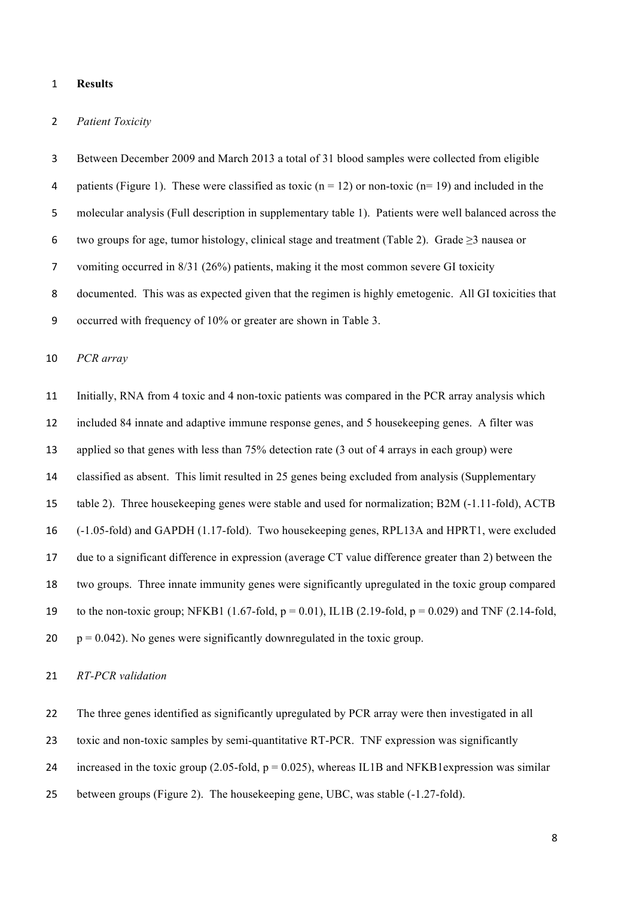## Results

*Patient Toxicity*

Between December 2009 and March 2013 a total of 31 blood samples were collected from eligible patients (Figure 1). These were classified as toxic ($n = 12$) or non-toxic ($n = 19$) and included in the molecular analysis (Full description in supplementary table 1). Patients were well balanced across the two groups for age, tumor histology, clinical stage and treatment (Table 2). Grade ≥3 nausea or vomiting occurred in 8/31 (26%) patients, making it the most common severe GI toxicity documented. This was as expected given that the regimen is highly emetogenic. All GI toxicities that occurred with frequency of 10% or greater are shown in Table 3.

*PCR array*

Initially, RNA from 4 toxic and 4 non-toxic patients was compared in the PCR array analysis which included 84 innate and adaptive immune response genes, and 5 housekeeping genes. A filter was applied so that genes with less than 75% detection rate (3 out of 4 arrays in each group) were classified as absent. This limit resulted in 25 genes being excluded from analysis (Supplementary table 2). Three housekeeping genes were stable and used for normalization; B2M (-1.11-fold), ACTB (-1.05-fold) and GAPDH (1.17-fold). Two housekeeping genes, RPL13A and HPRT1, were excluded due to a significant difference in expression (average CT value difference greater than 2) between the two groups. Three innate immunity genes were significantly upregulated in the toxic group compared to the non-toxic group; NFKB1 (1.67-fold, $p = 0.01$), IL1B (2.19-fold, $p = 0.029$) and TNF (2.14-fold, $p = 0.042$). No genes were significantly downregulated in the toxic group.

*RT-PCR validation*

The three genes identified as significantly upregulated by PCR array were then investigated in all toxic and non-toxic samples by semi-quantitative RT-PCR. TNF expression was significantly increased in the toxic group (2.05-fold, $p = 0.025$), whereas IL1B and NFKB1expression was similar between groups (Figure 2). The housekeeping gene, UBC, was stable (-1.27-fold).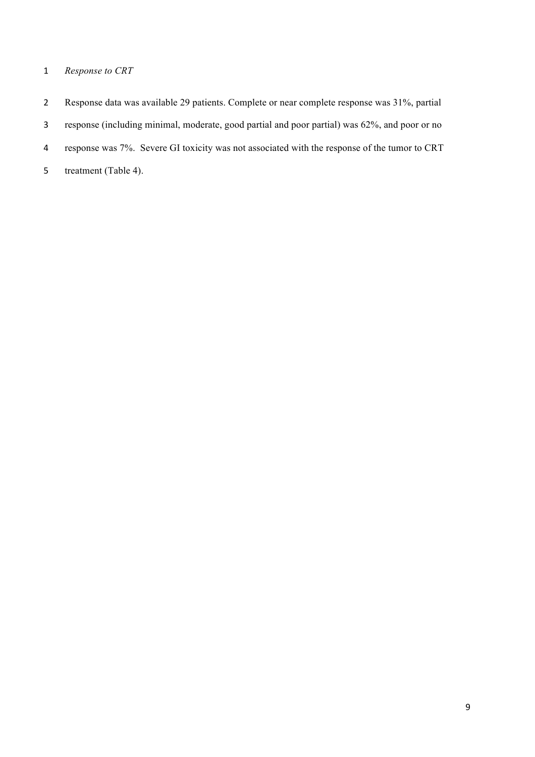*Response to CRT*

Response data was available 29 patients. Complete or near complete response was 31%, partial response (including minimal, moderate, good partial and poor partial) was 62%, and poor or no response was 7%. Severe GI toxicity was not associated with the response of the tumor to CRT treatment (Table 4).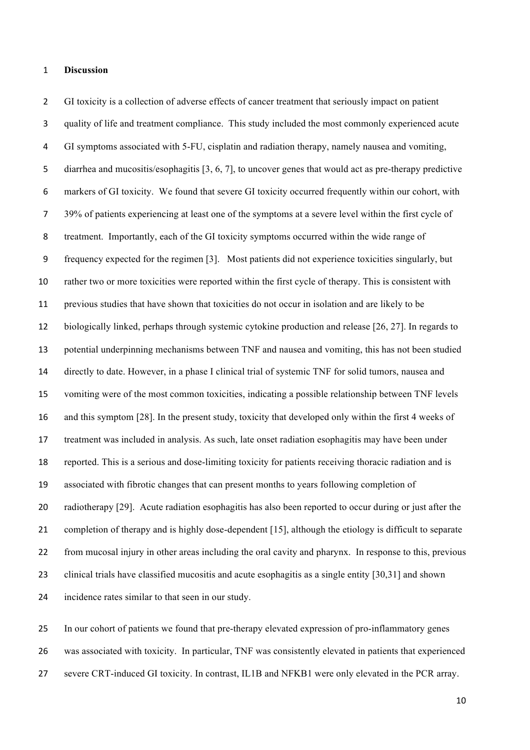## Discussion

GI toxicity is a collection of adverse effects of cancer treatment that seriously impact on patient quality of life and treatment compliance. This study included the most commonly experienced acute GI symptoms associated with 5-FU, cisplatin and radiation therapy, namely nausea and vomiting, diarrhea and mucositis/esophagitis [3, 6, 7], to uncover genes that would act as pre-therapy predictive markers of GI toxicity. We found that severe GI toxicity occurred frequently within our cohort, with 39% of patients experiencing at least one of the symptoms at a severe level within the first cycle of treatment. Importantly, each of the GI toxicity symptoms occurred within the wide range of frequency expected for the regimen [3]. Most patients did not experience toxicities singularly, but rather two or more toxicities were reported within the first cycle of therapy. This is consistent with previous studies that have shown that toxicities do not occur in isolation and are likely to be biologically linked, perhaps through systemic cytokine production and release [26, 27]. In regards to potential underpinning mechanisms between TNF and nausea and vomiting, this has not been studied directly to date. However, in a phase I clinical trial of systemic TNF for solid tumors, nausea and vomiting were of the most common toxicities, indicating a possible relationship between TNF levels and this symptom [28]. In the present study, toxicity that developed only within the first 4 weeks of treatment was included in analysis. As such, late onset radiation esophagitis may have been under reported. This is a serious and dose-limiting toxicity for patients receiving thoracic radiation and is associated with fibrotic changes that can present months to years following completion of radiotherapy [29]. Acute radiation esophagitis has also been reported to occur during or just after the completion of therapy and is highly dose-dependent [15], although the etiology is difficult to separate from mucosal injury in other areas including the oral cavity and pharynx. In response to this, previous clinical trials have classified mucositis and acute esophagitis as a single entity [30,31] and shown incidence rates similar to that seen in our study.

In our cohort of patients we found that pre-therapy elevated expression of pro-inflammatory genes was associated with toxicity. In particular, TNF was consistently elevated in patients that experienced severe CRT-induced GI toxicity. In contrast, IL1B and NFKB1 were only elevated in the PCR array.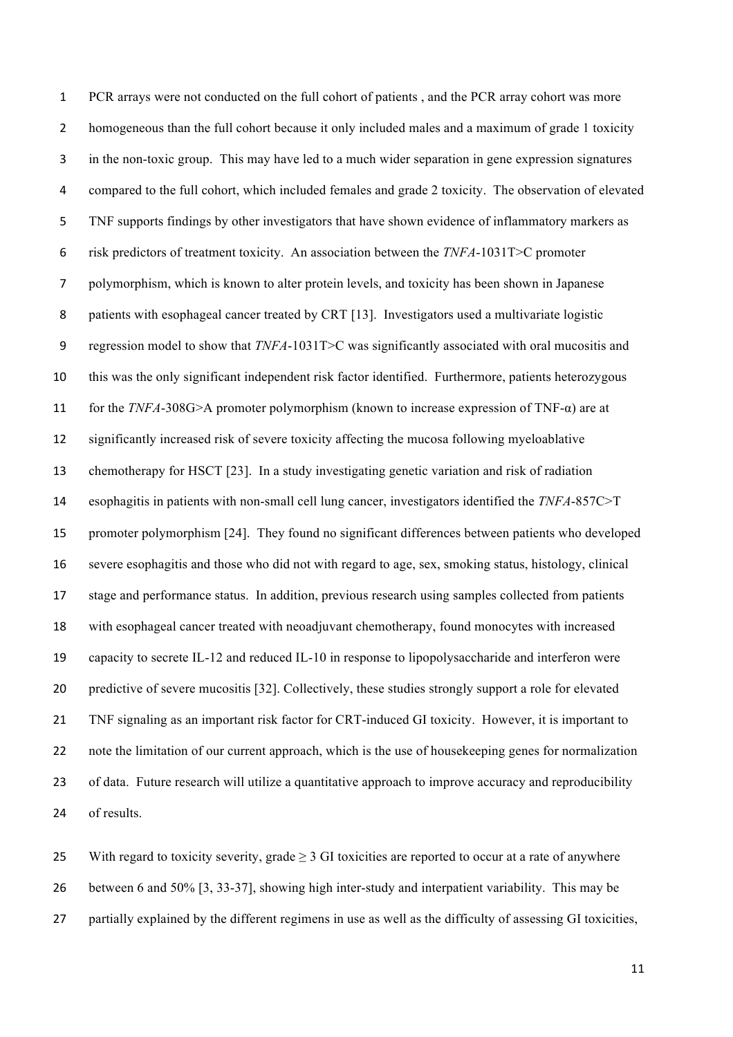PCR arrays were not conducted on the full cohort of patients , and the PCR array cohort was more homogeneous than the full cohort because it only included males and a maximum of grade 1 toxicity in the non-toxic group. This may have led to a much wider separation in gene expression signatures compared to the full cohort, which included females and grade 2 toxicity. The observation of elevated TNF supports findings by other investigators that have shown evidence of inflammatory markers as risk predictors of treatment toxicity. An association between the *TNFA*-1031T>C promoter polymorphism, which is known to alter protein levels, and toxicity has been shown in Japanese patients with esophageal cancer treated by CRT [13]. Investigators used a multivariate logistic regression model to show that *TNFA*-1031T>C was significantly associated with oral mucositis and this was the only significant independent risk factor identified. Furthermore, patients heterozygous for the *TNFA*-308G>A promoter polymorphism (known to increase expression of TNF-α) are at significantly increased risk of severe toxicity affecting the mucosa following myeloablative chemotherapy for HSCT [23]. In a study investigating genetic variation and risk of radiation esophagitis in patients with non-small cell lung cancer, investigators identified the *TNFA*-857C>T promoter polymorphism [24]. They found no significant differences between patients who developed severe esophagitis and those who did not with regard to age, sex, smoking status, histology, clinical stage and performance status. In addition, previous research using samples collected from patients with esophageal cancer treated with neoadjuvant chemotherapy, found monocytes with increased capacity to secrete IL-12 and reduced IL-10 in response to lipopolysaccharide and interferon were predictive of severe mucositis [32]. Collectively, these studies strongly support a role for elevated TNF signaling as an important risk factor for CRT-induced GI toxicity. However, it is important to note the limitation of our current approach, which is the use of housekeeping genes for normalization of data. Future research will utilize a quantitative approach to improve accuracy and reproducibility of results.

With regard to toxicity severity, grade ≥ 3 GI toxicities are reported to occur at a rate of anywhere between 6 and 50% [3, 33-37], showing high inter-study and interpatient variability. This may be partially explained by the different regimens in use as well as the difficulty of assessing GI toxicities,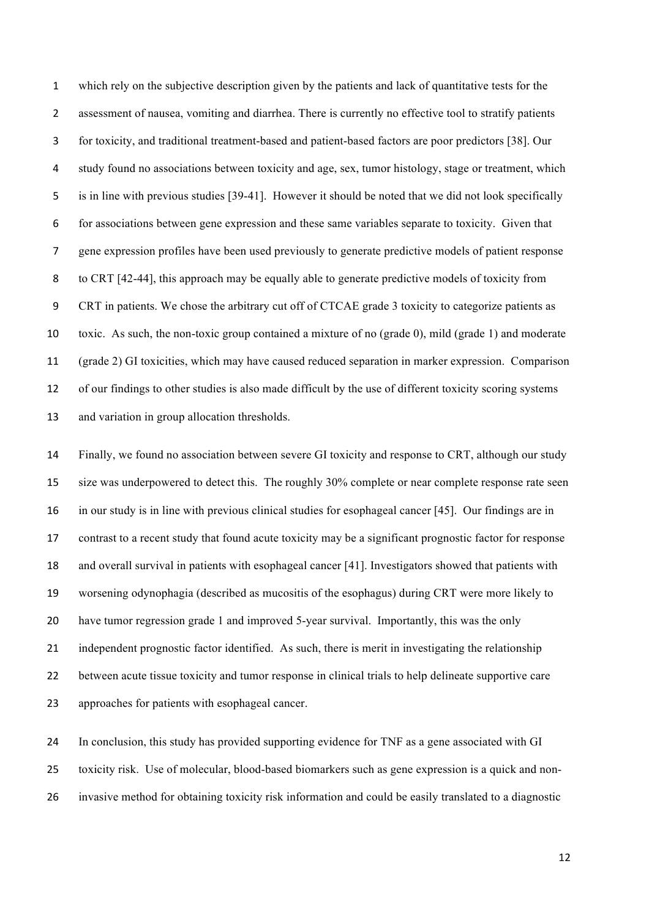which rely on the subjective description given by the patients and lack of quantitative tests for the assessment of nausea, vomiting and diarrhea. There is currently no effective tool to stratify patients for toxicity, and traditional treatment-based and patient-based factors are poor predictors [38]. Our study found no associations between toxicity and age, sex, tumor histology, stage or treatment, which is in line with previous studies [39-41]. However it should be noted that we did not look specifically for associations between gene expression and these same variables separate to toxicity. Given that gene expression profiles have been used previously to generate predictive models of patient response to CRT [42-44], this approach may be equally able to generate predictive models of toxicity from CRT in patients. We chose the arbitrary cut off of CTCAE grade 3 toxicity to categorize patients as toxic. As such, the non-toxic group contained a mixture of no (grade 0), mild (grade 1) and moderate (grade 2) GI toxicities, which may have caused reduced separation in marker expression. Comparison of our findings to other studies is also made difficult by the use of different toxicity scoring systems and variation in group allocation thresholds.

Finally, we found no association between severe GI toxicity and response to CRT, although our study size was underpowered to detect this. The roughly 30% complete or near complete response rate seen in our study is in line with previous clinical studies for esophageal cancer [45]. Our findings are in contrast to a recent study that found acute toxicity may be a significant prognostic factor for response and overall survival in patients with esophageal cancer [41]. Investigators showed that patients with worsening odynophagia (described as mucositis of the esophagus) during CRT were more likely to have tumor regression grade 1 and improved 5-year survival. Importantly, this was the only independent prognostic factor identified. As such, there is merit in investigating the relationship between acute tissue toxicity and tumor response in clinical trials to help delineate supportive care approaches for patients with esophageal cancer.

In conclusion, this study has provided supporting evidence for TNF as a gene associated with GI toxicity risk. Use of molecular, blood-based biomarkers such as gene expression is a quick and non-invasive method for obtaining toxicity risk information and could be easily translated to a diagnostic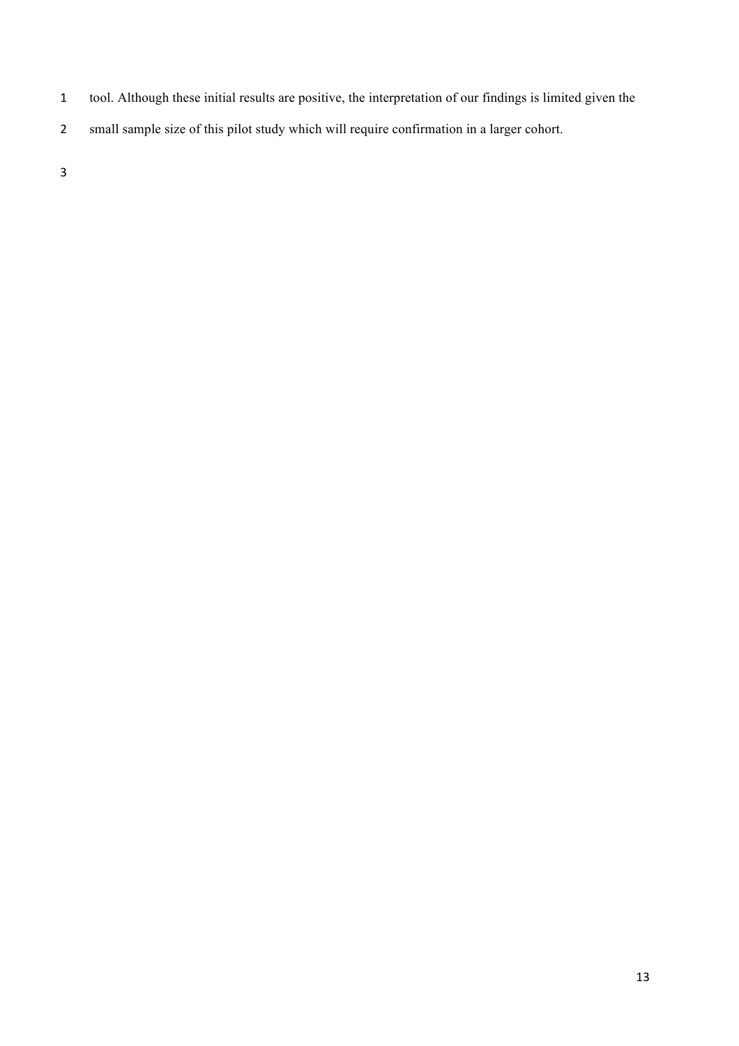tool. Although these initial results are positive, the interpretation of our findings is limited given the small sample size of this pilot study which will require confirmation in a larger cohort.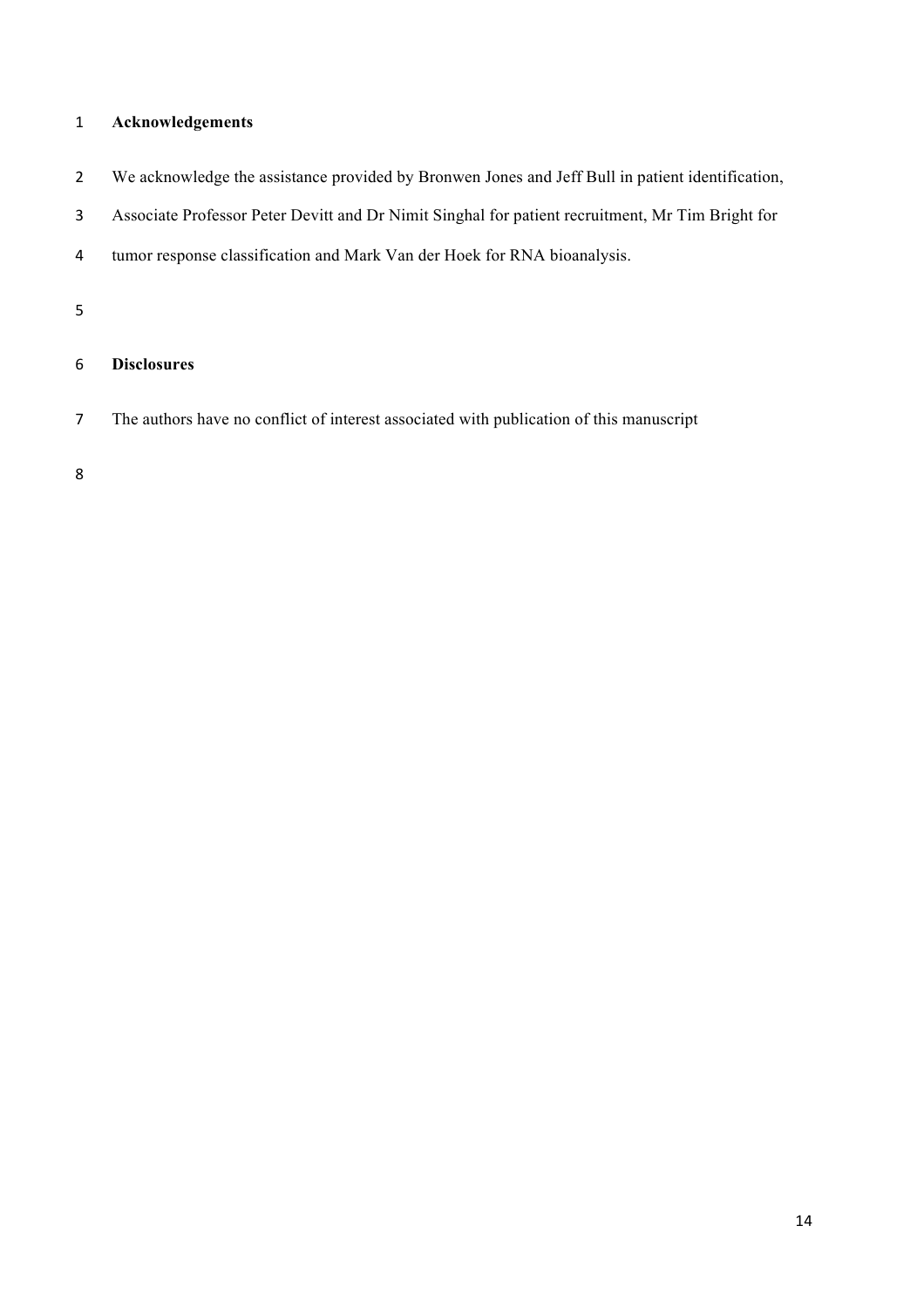## Acknowledgements

We acknowledge the assistance provided by Bronwen Jones and Jeff Bull in patient identification, Associate Professor Peter Devitt and Dr Nimit Singhal for patient recruitment, Mr Tim Bright for tumor response classification and Mark Van der Hoek for RNA bioanalysis.

## Disclosures

The authors have no conflict of interest associated with publication of this manuscript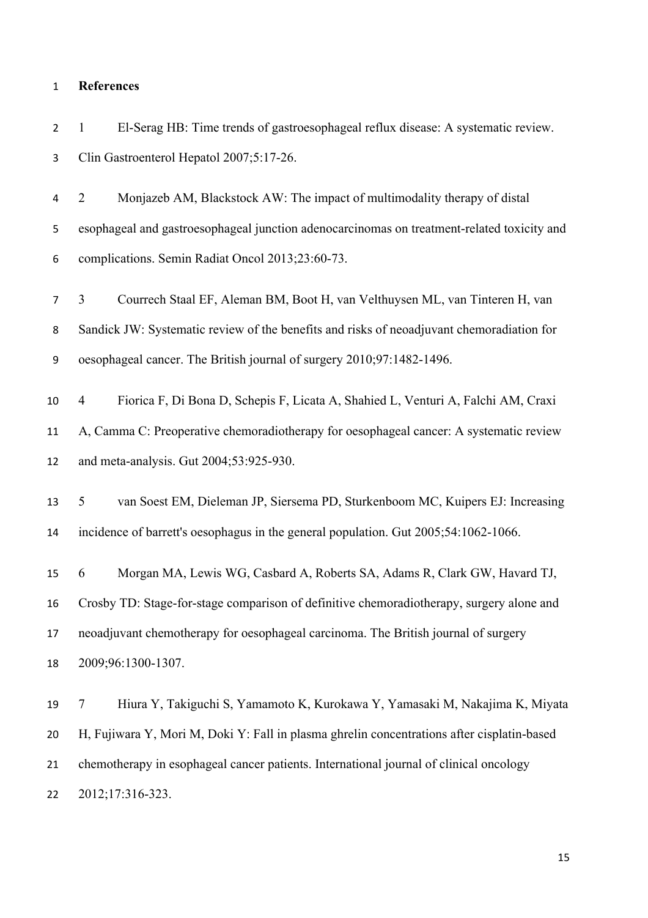# References

1. El-Serag HB: Time trends of gastroesophageal reflux disease: A systematic review. Clin Gastroenterol Hepatol 2007;5:17-26.

2. Monjazeb AM, Blackstock AW: The impact of multimodality therapy of distal esophageal and gastroesophageal junction adenocarcinomas on treatment-related toxicity and complications. Semin Radiat Oncol 2013;23:60-73.

3. Courrech Staal EF, Aleman BM, Boot H, van Velthuysen ML, van Tinteren H, van Sandick JW: Systematic review of the benefits and risks of neoadjuvant chemoradiation for oesophageal cancer. The British journal of surgery 2010;97:1482-1496.

4. Fiorica F, Di Bona D, Schepis F, Licata A, Shahied L, Venturi A, Falchi AM, Craxi A, Camma C: Preoperative chemoradiotherapy for oesophageal cancer: A systematic review and meta-analysis. Gut 2004;53:925-930.

5. van Soest EM, Dieleman JP, Siersema PD, Sturkenboom MC, Kuipers EJ: Increasing incidence of barrett's oesophagus in the general population. Gut 2005;54:1062-1066.

6. Morgan MA, Lewis WG, Casbard A, Roberts SA, Adams R, Clark GW, Havard TJ, Crosby TD: Stage-for-stage comparison of definitive chemoradiotherapy, surgery alone and neoadjuvant chemotherapy for oesophageal carcinoma. The British journal of surgery 2009;96:1300-1307.

7. Hiura Y, Takiguchi S, Yamamoto K, Kurokawa Y, Yamasaki M, Nakajima K, Miyata H, Fujiwara Y, Mori M, Doki Y: Fall in plasma ghrelin concentrations after cisplatin-based chemotherapy in esophageal cancer patients. International journal of clinical oncology 2012;17:316-323.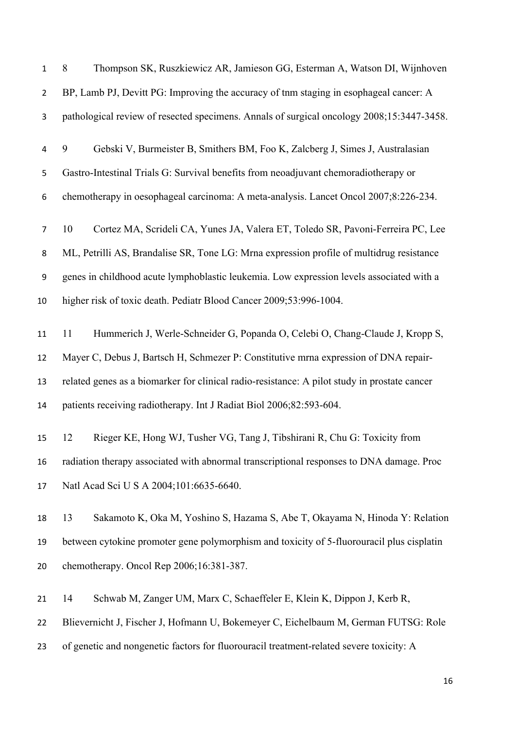8 Thompson SK, Ruszkiewicz AR, Jamieson GG, Esterman A, Watson DI, Wijnhoven BP, Lamb PJ, Devitt PG: Improving the accuracy of tnm staging in esophageal cancer: A pathological review of resected specimens. Annals of surgical oncology 2008;15:3447-3458.

9 Gebski V, Burmeister B, Smithers BM, Foo K, Zalcberg J, Simes J, Australasian Gastro-Intestinal Trials G: Survival benefits from neoadjuvant chemoradiotherapy or chemotherapy in oesophageal carcinoma: A meta-analysis. Lancet Oncol 2007;8:226-234.

10 Cortez MA, Scrideli CA, Yunes JA, Valera ET, Toledo SR, Pavoni-Ferreira PC, Lee ML, Petrilli AS, Brandalise SR, Tone LG: Mrna expression profile of multidrug resistance genes in childhood acute lymphoblastic leukemia. Low expression levels associated with a higher risk of toxic death. Pediatr Blood Cancer 2009;53:996-1004.

11 Hummerich J, Werle-Schneider G, Popanda O, Celebi O, Chang-Claude J, Kropp S, Mayer C, Debus J, Bartsch H, Schmezer P: Constitutive mrna expression of DNA repair-related genes as a biomarker for clinical radio-resistance: A pilot study in prostate cancer patients receiving radiotherapy. Int J Radiat Biol 2006;82:593-604.

12 Rieger KE, Hong WJ, Tusher VG, Tang J, Tibshirani R, Chu G: Toxicity from radiation therapy associated with abnormal transcriptional responses to DNA damage. Proc Natl Acad Sci U S A 2004;101:6635-6640.

13 Sakamoto K, Oka M, Yoshino S, Hazama S, Abe T, Okayama N, Hinoda Y: Relation between cytokine promoter gene polymorphism and toxicity of 5-fluorouracil plus cisplatin chemotherapy. Oncol Rep 2006;16:381-387.

14 Schwab M, Zanger UM, Marx C, Schaeffeler E, Klein K, Dippon J, Kerb R, Blievernicht J, Fischer J, Hofmann U, Bokemeyer C, Eichelbaum M, German FUTSG: Role of genetic and nongenetic factors for fluorouracil treatment-related severe toxicity: A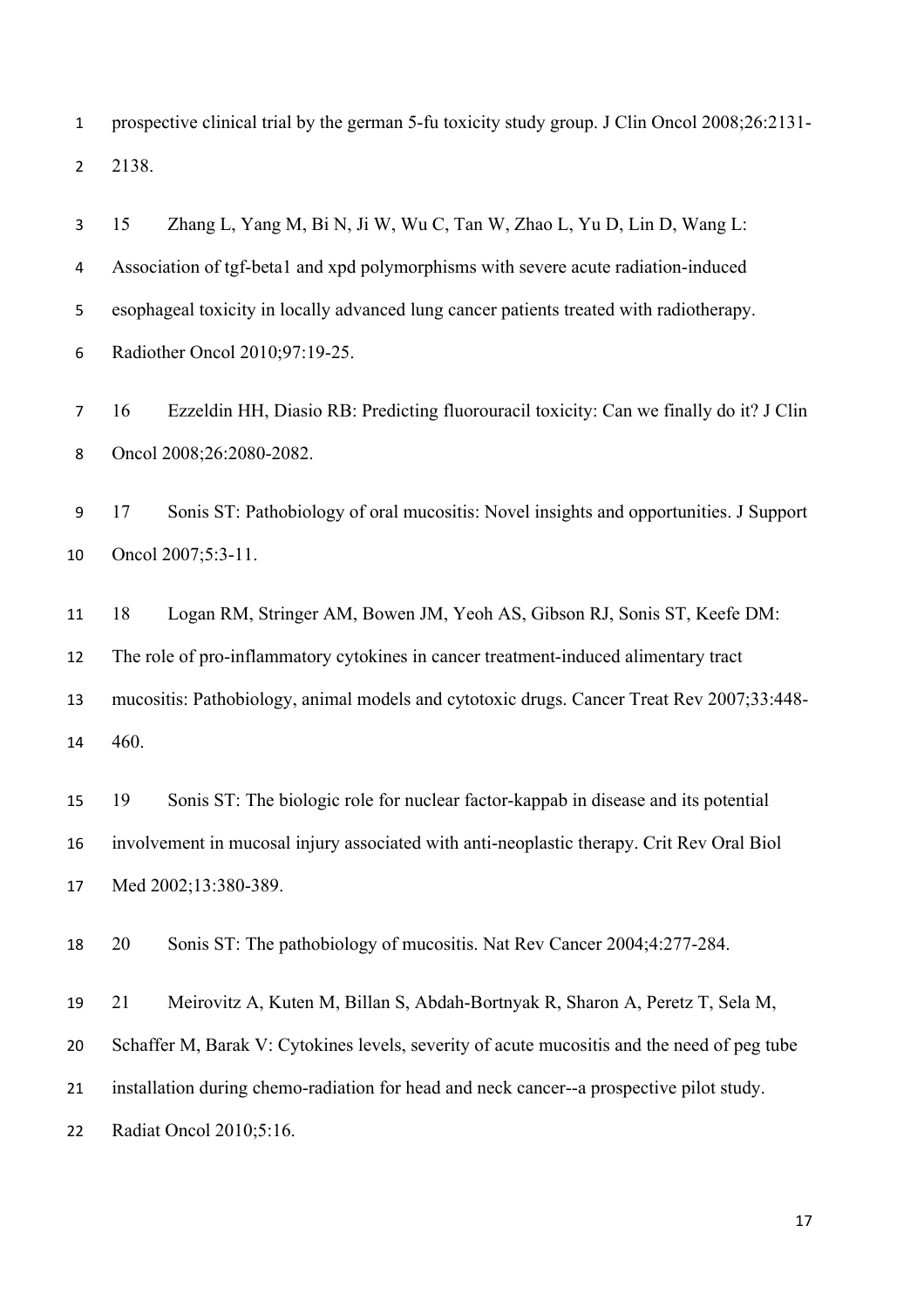prospective clinical trial by the german 5-fu toxicity study group. J Clin Oncol 2008;26:2131-2138.

15 Zhang L, Yang M, Bi N, Ji W, Wu C, Tan W, Zhao L, Yu D, Lin D, Wang L: Association of tgf-beta1 and xpd polymorphisms with severe acute radiation-induced esophageal toxicity in locally advanced lung cancer patients treated with radiotherapy. Radiother Oncol 2010;97:19-25.

16 Ezzeldin HH, Diasio RB: Predicting fluorouracil toxicity: Can we finally do it? J Clin Oncol 2008;26:2080-2082.

17 Sonis ST: Pathobiology of oral mucositis: Novel insights and opportunities. J Support Oncol 2007;5:3-11.

18 Logan RM, Stringer AM, Bowen JM, Yeoh AS, Gibson RJ, Sonis ST, Keefe DM: The role of pro-inflammatory cytokines in cancer treatment-induced alimentary tract mucositis: Pathobiology, animal models and cytotoxic drugs. Cancer Treat Rev 2007;33:448-460.

19 Sonis ST: The biologic role for nuclear factor-kappab in disease and its potential involvement in mucosal injury associated with anti-neoplastic therapy. Crit Rev Oral Biol Med 2002;13:380-389.

20 Sonis ST: The pathobiology of mucositis. Nat Rev Cancer 2004;4:277-284.

21 Meirovitz A, Kuten M, Billan S, Abdah-Bortnyak R, Sharon A, Peretz T, Sela M, Schaffer M, Barak V: Cytokines levels, severity of acute mucositis and the need of peg tube installation during chemo-radiation for head and neck cancer--a prospective pilot study. Radiat Oncol 2010;5:16.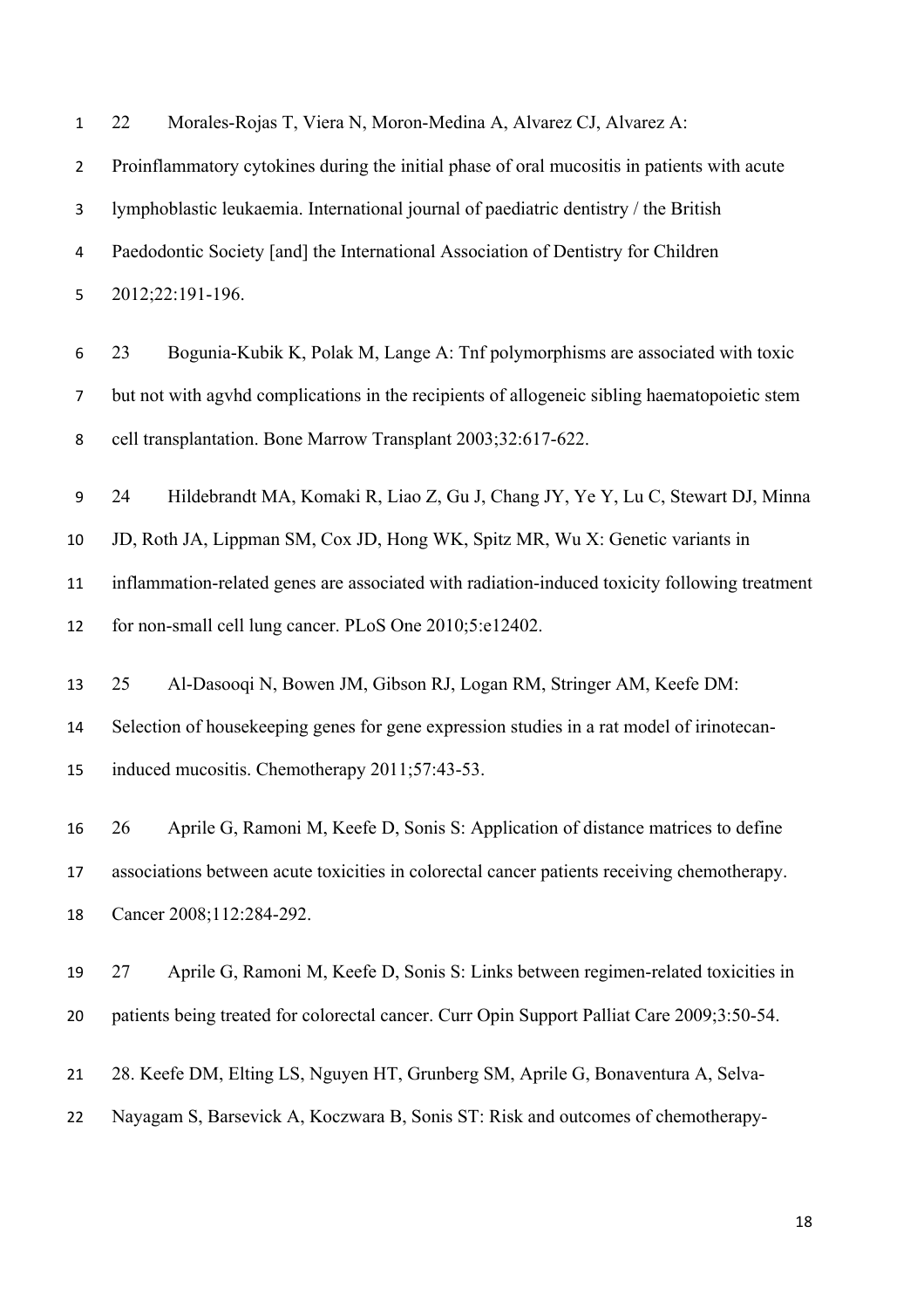22 Morales-Rojas T, Viera N, Moron-Medina A, Alvarez CJ, Alvarez A: Proinflammatory cytokines during the initial phase of oral mucositis in patients with acute lymphoblastic leukaemia. International journal of paediatric dentistry / the British Paedodontic Society [and] the International Association of Dentistry for Children 2012;22:191-196.

23 Bogunia-Kubik K, Polak M, Lange A: Tnf polymorphisms are associated with toxic but not with agvhd complications in the recipients of allogeneic sibling haematopoietic stem cell transplantation. Bone Marrow Transplant 2003;32:617-622.

24 Hildebrandt MA, Komaki R, Liao Z, Gu J, Chang JY, Ye Y, Lu C, Stewart DJ, Minna JD, Roth JA, Lippman SM, Cox JD, Hong WK, Spitz MR, Wu X: Genetic variants in inflammation-related genes are associated with radiation-induced toxicity following treatment for non-small cell lung cancer. PLoS One 2010;5:e12402.

25 Al-Dasooqi N, Bowen JM, Gibson RJ, Logan RM, Stringer AM, Keefe DM: Selection of housekeeping genes for gene expression studies in a rat model of irinotecan-induced mucositis. Chemotherapy 2011;57:43-53.

26 Aprile G, Ramoni M, Keefe D, Sonis S: Application of distance matrices to define associations between acute toxicities in colorectal cancer patients receiving chemotherapy. Cancer 2008;112:284-292.

27 Aprile G, Ramoni M, Keefe D, Sonis S: Links between regimen-related toxicities in patients being treated for colorectal cancer. Curr Opin Support Palliat Care 2009;3:50-54.

28. Keefe DM, Elting LS, Nguyen HT, Grunberg SM, Aprile G, Bonaventura A, Selva-Nayagam S, Barsevick A, Koczwara B, Sonis ST: Risk and outcomes of chemotherapy-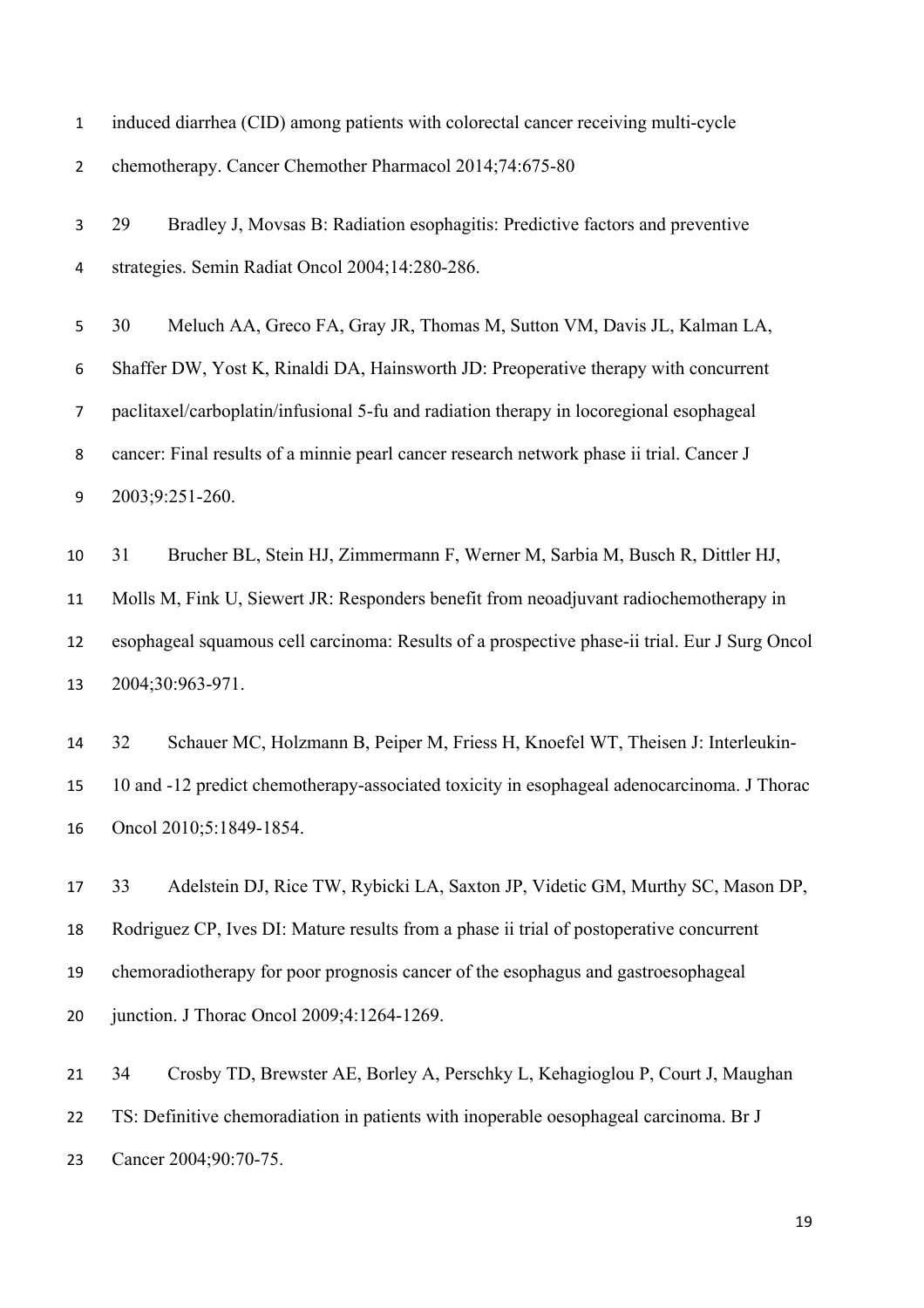induced diarrhea (CID) among patients with colorectal cancer receiving multi-cycle chemotherapy. Cancer Chemother Pharmacol 2014;74:675-80

29 Bradley J, Movsas B: Radiation esophagitis: Predictive factors and preventive strategies. Semin Radiat Oncol 2004;14:280-286.

30 Meluch AA, Greco FA, Gray JR, Thomas M, Sutton VM, Davis JL, Kalman LA, Shaffer DW, Yost K, Rinaldi DA, Hainsworth JD: Preoperative therapy with concurrent paclitaxel/carboplatin/infusional 5-fu and radiation therapy in locoregional esophageal cancer: Final results of a minnie pearl cancer research network phase ii trial. Cancer J 2003;9:251-260.

31 Brucher BL, Stein HJ, Zimmermann F, Werner M, Sarbia M, Busch R, Dittler HJ, Molls M, Fink U, Siewert JR: Responders benefit from neoadjuvant radiochemotherapy in esophageal squamous cell carcinoma: Results of a prospective phase-ii trial. Eur J Surg Oncol 2004;30:963-971.

32 Schauer MC, Holzmann B, Peiper M, Friess H, Knoefel WT, Theisen J: Interleukin-10 and -12 predict chemotherapy-associated toxicity in esophageal adenocarcinoma. J Thorac Oncol 2010;5:1849-1854.

33 Adelstein DJ, Rice TW, Rybicki LA, Saxton JP, Videtic GM, Murthy SC, Mason DP, Rodriguez CP, Ives DI: Mature results from a phase ii trial of postoperative concurrent chemoradiotherapy for poor prognosis cancer of the esophagus and gastroesophageal junction. J Thorac Oncol 2009;4:1264-1269.

34 Crosby TD, Brewster AE, Borley A, Perschky L, Kehagioglou P, Court J, Maughan TS: Definitive chemoradiation in patients with inoperable oesophageal carcinoma. Br J Cancer 2004;90:70-75.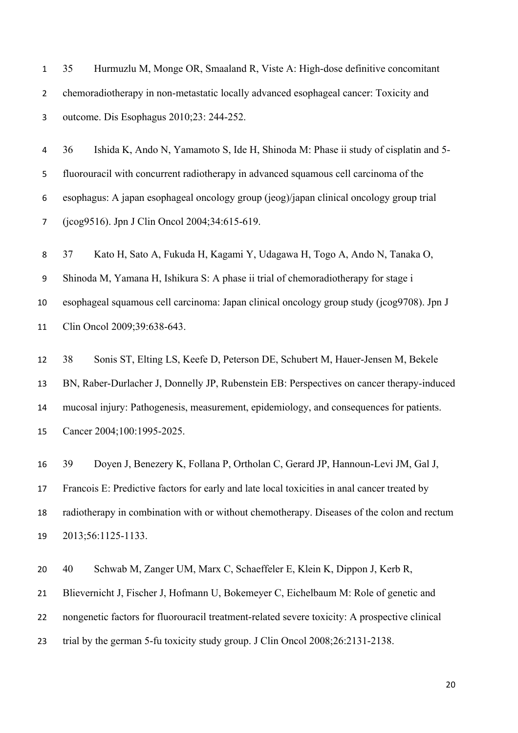35 Hurmuzlu M, Monge OR, Smaaland R, Viste A: High-dose definitive concomitant chemoradiotherapy in non-metastatic locally advanced esophageal cancer: Toxicity and outcome. Dis Esophagus 2010;23: 244-252.

36 Ishida K, Ando N, Yamamoto S, Ide H, Shinoda M: Phase ii study of cisplatin and 5-fluorouracil with concurrent radiotherapy in advanced squamous cell carcinoma of the esophagus: A japan esophageal oncology group (jeog)/japan clinical oncology group trial (jcog9516). Jpn J Clin Oncol 2004;34:615-619.

37 Kato H, Sato A, Fukuda H, Kagami Y, Udagawa H, Togo A, Ando N, Tanaka O, Shinoda M, Yamana H, Ishikura S: A phase ii trial of chemoradiotherapy for stage i esophageal squamous cell carcinoma: Japan clinical oncology group study (jcog9708). Jpn J Clin Oncol 2009;39:638-643.

38 Sonis ST, Elting LS, Keefe D, Peterson DE, Schubert M, Hauer-Jensen M, Bekele BN, Raber-Durlacher J, Donnelly JP, Rubenstein EB: Perspectives on cancer therapy-induced mucosal injury: Pathogenesis, measurement, epidemiology, and consequences for patients. Cancer 2004;100:1995-2025.

39 Doyen J, Benezery K, Follana P, Ortholan C, Gerard JP, Hannoun-Levi JM, Gal J, Francois E: Predictive factors for early and late local toxicities in anal cancer treated by radiotherapy in combination with or without chemotherapy. Diseases of the colon and rectum 2013;56:1125-1133.

40 Schwab M, Zanger UM, Marx C, Schaeffeler E, Klein K, Dippon J, Kerb R, Blievernicht J, Fischer J, Hofmann U, Bokemeyer C, Eichelbaum M: Role of genetic and nongenetic factors for fluorouracil treatment-related severe toxicity: A prospective clinical trial by the german 5-fu toxicity study group. J Clin Oncol 2008;26:2131-2138.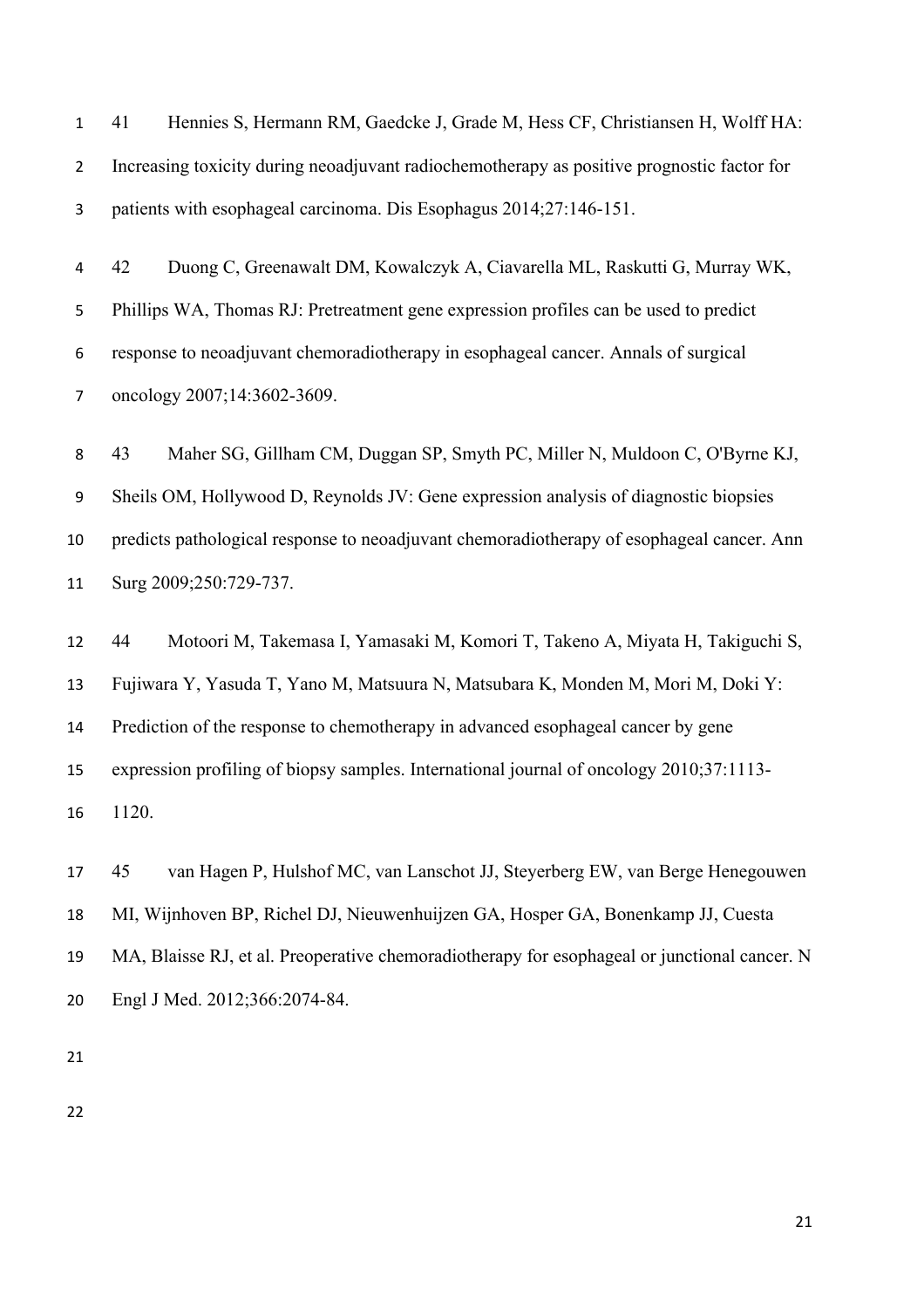41 Hennies S, Hermann RM, Gaedcke J, Grade M, Hess CF, Christiansen H, Wolff HA: Increasing toxicity during neoadjuvant radiochemotherapy as positive prognostic factor for patients with esophageal carcinoma. Dis Esophagus 2014;27:146-151.

42 Duong C, Greenawalt DM, Kowalczyk A, Ciavarella ML, Raskutti G, Murray WK, Phillips WA, Thomas RJ: Pretreatment gene expression profiles can be used to predict response to neoadjuvant chemoradiotherapy in esophageal cancer. Annals of surgical oncology 2007;14:3602-3609.

43 Maher SG, Gillham CM, Duggan SP, Smyth PC, Miller N, Muldoon C, O'Byrne KJ, Sheils OM, Hollywood D, Reynolds JV: Gene expression analysis of diagnostic biopsies predicts pathological response to neoadjuvant chemoradiotherapy of esophageal cancer. Ann Surg 2009;250:729-737.

44 Motoori M, Takemasa I, Yamasaki M, Komori T, Takeno A, Miyata H, Takiguchi S, Fujiwara Y, Yasuda T, Yano M, Matsuura N, Matsubara K, Monden M, Mori M, Doki Y: Prediction of the response to chemotherapy in advanced esophageal cancer by gene expression profiling of biopsy samples. International journal of oncology 2010;37:1113-1120.

45 van Hagen P, Hulshof MC, van Lanschot JJ, Steyerberg EW, van Berge Henegouwen MI, Wijnhoven BP, Richel DJ, Nieuwenhuijzen GA, Hosper GA, Bonenkamp JJ, Cuesta MA, Blaisse RJ, et al. Preoperative chemoradiotherapy for esophageal or junctional cancer. N Engl J Med. 2012;366:2074-84.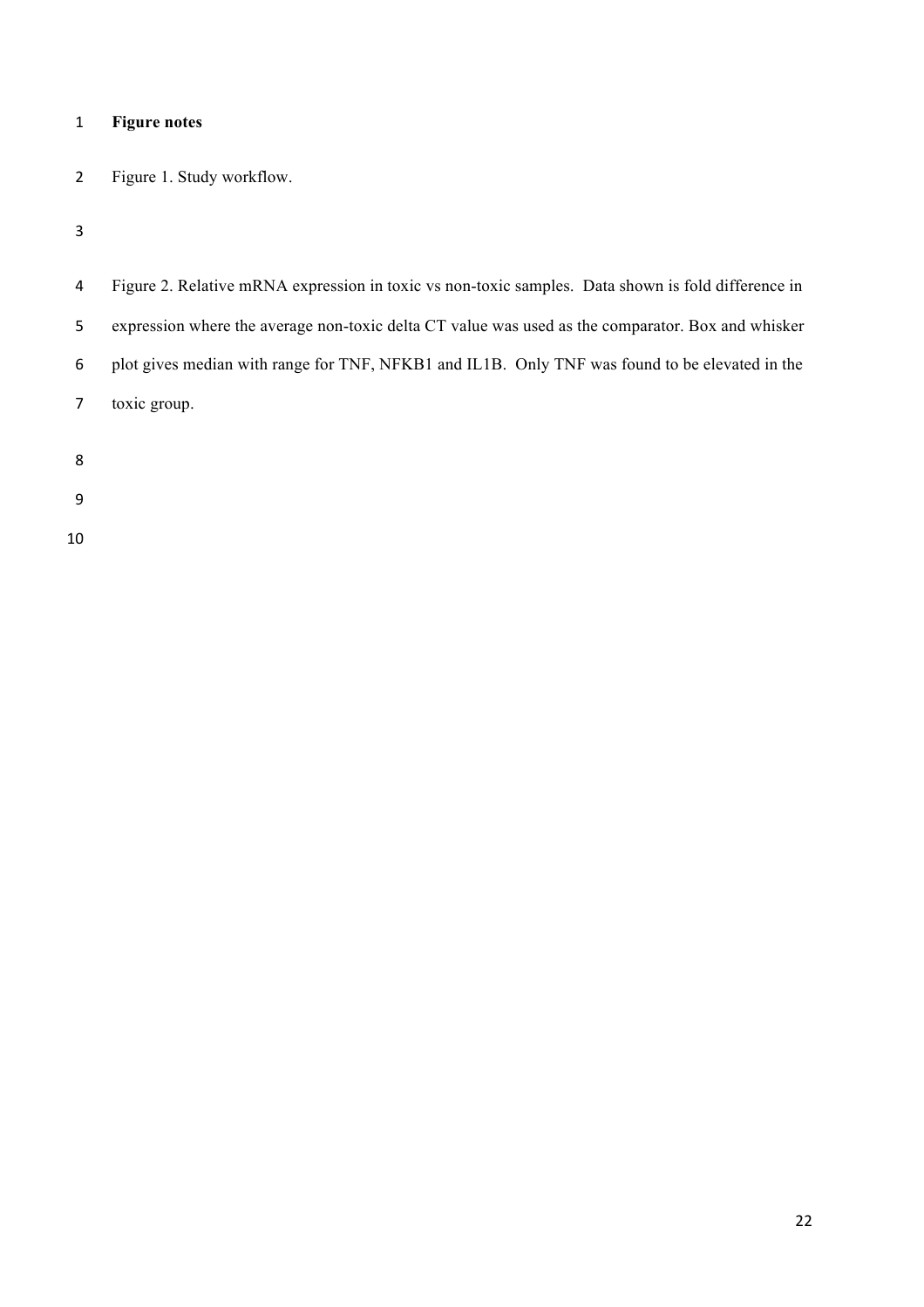**Figure notes**

Figure 1. Study workflow.

Figure 2. Relative mRNA expression in toxic vs non-toxic samples. Data shown is fold difference in expression where the average non-toxic delta CT value was used as the comparator. Box and whisker plot gives median with range for TNF, NFKB1 and IL1B. Only TNF was found to be elevated in the toxic group.